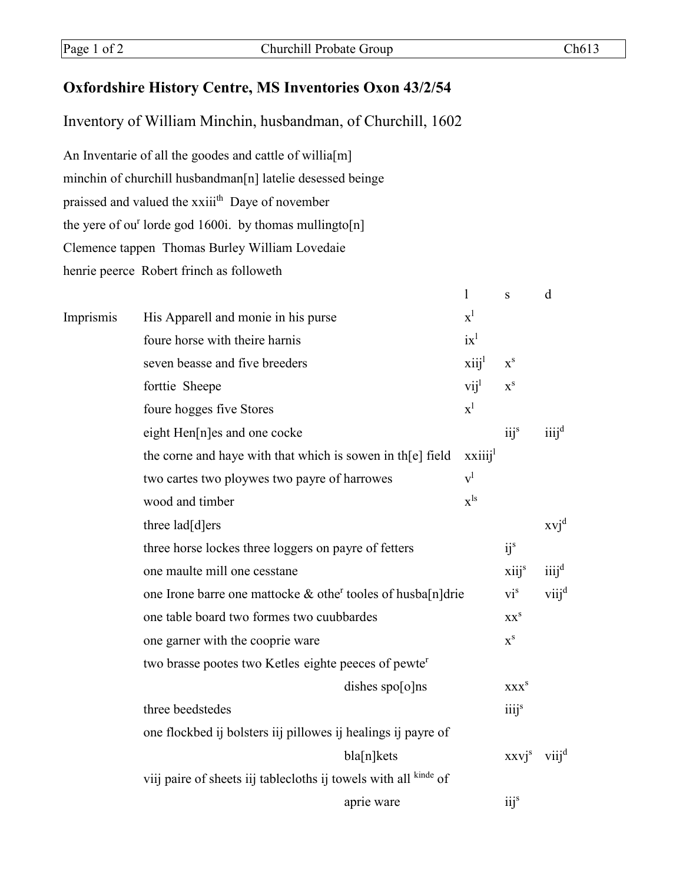## Oxfordshire History Centre, MS Inventories Oxon 43/2/54

Inventory of William Minchin, husbandman, of Churchill, 1602

An Inventarie of all the goodes and cattle of willia[m]
minchin of churchill husbandman[n] latelie desessed beinge
praissed and valued the xxiii$^{th}$ Daye of november
the yere of ou$^{r}$ lorde god 1600i. by thomas mullingto[n]
Clemence tappen Thomas Burley William Lovedaie
henrie peerce Robert frinch as followeth

| | | l | s | d |
|---|---|---|---|---|
| Imprismis | His Apparell and monie in his purse | x$^{l}$ | | |
| | foure horse with theire harnis | ix$^{l}$ | | |
| | seven beasse and five breeders | xiij$^{l}$ | x$^{s}$ | |
| | forttie Sheepe | vij$^{l}$ | x$^{s}$ | |
| | foure hogges five Stores | x$^{l}$ | | |
| | eight Hen[n]es and one cocke | | iij$^{s}$ | iiij$^{d}$ |
| | the corne and haye with that which is sowen in th[e] field | xxiiij$^{l}$ | | |
| | two cartes two ploywes two payre of harrowes | v$^{l}$ | | |
| | wood and timber | x$^{ls}$ | | |
| | three lad[d]ers | | | xvj$^{d}$ |
| | three horse lockes three loggers on payre of fetters | | ij$^{s}$ | |
| | one maulte mill one cesstane | | xiij$^{s}$ | iiij$^{d}$ |
| | one Irone barre one mattocke & othe$^{r}$ tooles of husba[n]drie | | vi$^{s}$ | viij$^{d}$ |
| | one table board two formes two cuubbardes | | xx$^{s}$ | |
| | one garner with the cooprie ware | | x$^{s}$ | |
| | two brasse pootes two Ketles eighte peeces of pewte$^{r}$ dishes spo[o]ns | | xxx$^{s}$ | |
| | three beedstedes | | iiij$^{s}$ | |
| | one flockbed ij bolsters iij pillowes ij healings ij payre of bla[n]kets | | xxvj$^{s}$ | viij$^{d}$ |
| | viij paire of sheets iij tablecloths ij towels with all $^{kinde}$ of aprie ware | | iij$^{s}$ | |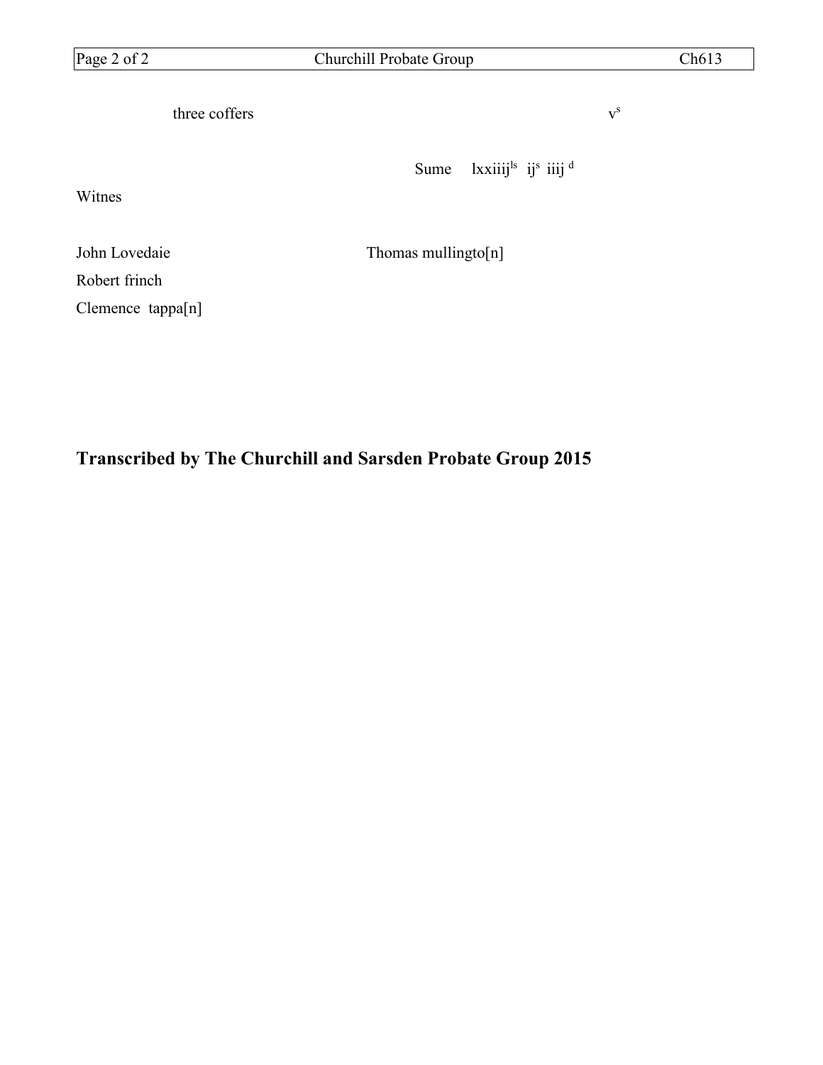three coffers v^s^

Sume lxxiiij^ls^ ij^s^ iiij^d^

Witnes

John Lovedaie Thomas mullingto[n]

Robert frinch

Clemence tappa[n]

**Transcribed by The Churchill and Sarsden Probate Group 2015**